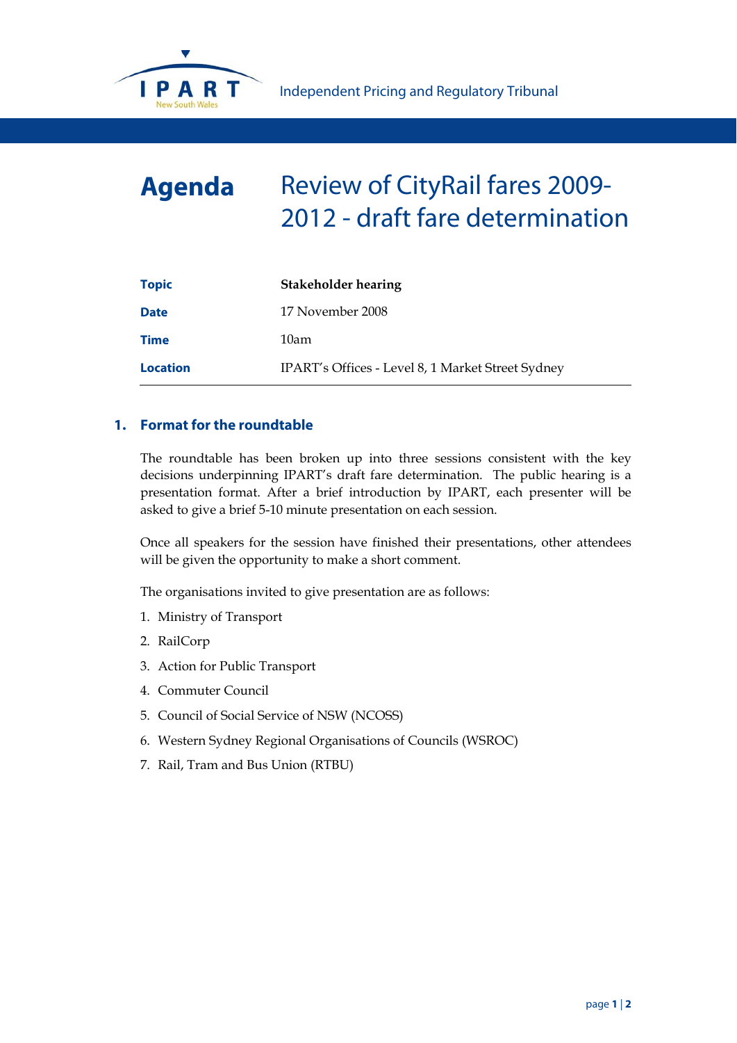IPART
New South Wales

Independent Pricing and Regulatory Tribunal

# Agenda

# Review of CityRail fares 2009-2012 - draft fare determination

| | |
|---|---|
| **Topic** | **Stakeholder hearing** |
| **Date** | 17 November 2008 |
| **Time** | 10am |
| **Location** | IPART's Offices - Level 8, 1 Market Street Sydney |

## 1. Format for the roundtable

The roundtable has been broken up into three sessions consistent with the key decisions underpinning IPART's draft fare determination. The public hearing is a presentation format. After a brief introduction by IPART, each presenter will be asked to give a brief 5-10 minute presentation on each session.

Once all speakers for the session have finished their presentations, other attendees will be given the opportunity to make a short comment.

The organisations invited to give presentation are as follows:

1. Ministry of Transport
2. RailCorp
3. Action for Public Transport
4. Commuter Council
5. Council of Social Service of NSW (NCOSS)
6. Western Sydney Regional Organisations of Councils (WSROC)
7. Rail, Tram and Bus Union (RTBU)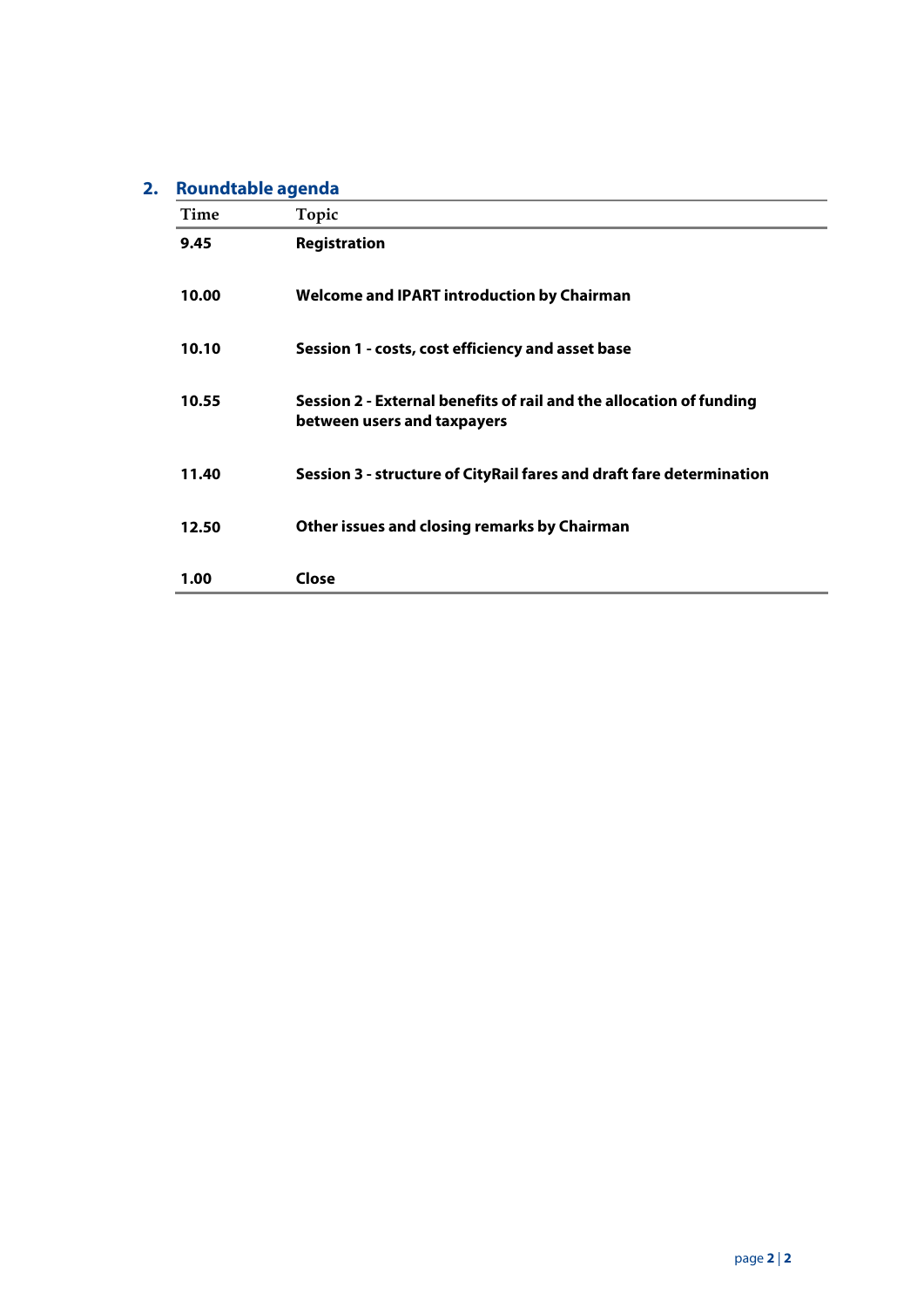## 2. Roundtable agenda

| Time | Topic |
|---|---|
| **9.45** | **Registration** |
| **10.00** | **Welcome and IPART introduction by Chairman** |
| **10.10** | **Session 1 - costs, cost efficiency and asset base** |
| **10.55** | **Session 2 - External benefits of rail and the allocation of funding between users and taxpayers** |
| **11.40** | **Session 3 - structure of CityRail fares and draft fare determination** |
| **12.50** | **Other issues and closing remarks by Chairman** |
| **1.00** | **Close** |